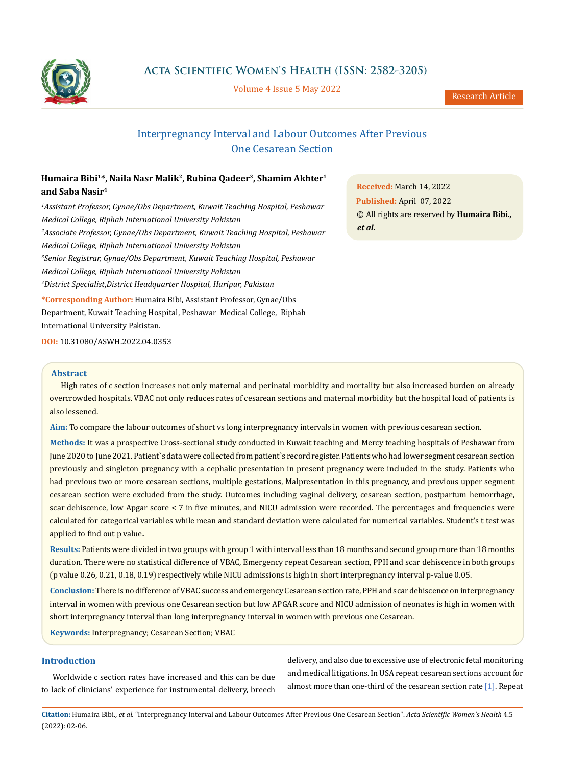# Interpregnancy Interval and Labour Outcomes After Previous One Cesarean Section

**Humaira Bibi[1]*, Naila Nasr Malik[2], Rubina Qadeer[3], Shamim Akhter[1] and Saba Nasir[4]**

*[1]Assistant Professor, Gynae/Obs Department, Kuwait Teaching Hospital, Peshawar Medical College, Riphah International University Pakistan*

*[2]Associate Professor, Gynae/Obs Department, Kuwait Teaching Hospital, Peshawar Medical College, Riphah International University Pakistan*

*[3]Senior Registrar, Gynae/Obs Department, Kuwait Teaching Hospital, Peshawar Medical College, Riphah International University Pakistan*

*[4]District Specialist, District Headquarter Hospital, Haripur, Pakistan*

**\*Corresponding Author:** Humaira Bibi, Assistant Professor, Gynae/Obs Department, Kuwait Teaching Hospital, Peshawar Medical College, Riphah International University Pakistan.

**DOI:** 10.31080/ASWH.2022.04.0353

**Received:** March 14, 2022
**Published:** April 07, 2022
© All rights are reserved by **Humaira Bibi., *et al.***

## Abstract

High rates of c section increases not only maternal and perinatal morbidity and mortality but also increased burden on already overcrowded hospitals. VBAC not only reduces rates of cesarean sections and maternal morbidity but the hospital load of patients is also lessened.

**Aim:** To compare the labour outcomes of short vs long interpregnancy intervals in women with previous cesarean section.

**Methods:** It was a prospective Cross-sectional study conducted in Kuwait teaching and Mercy teaching hospitals of Peshawar from June 2020 to June 2021. Patient`s data were collected from patient`s record register. Patients who had lower segment cesarean section previously and singleton pregnancy with a cephalic presentation in present pregnancy were included in the study. Patients who had previous two or more cesarean sections, multiple gestations, Malpresentation in this pregnancy, and previous upper segment cesarean section were excluded from the study. Outcomes including vaginal delivery, cesarean section, postpartum hemorrhage, scar dehiscence, low Apgar score < 7 in five minutes, and NICU admission were recorded. The percentages and frequencies were calculated for categorical variables while mean and standard deviation were calculated for numerical variables. Student's t test was applied to find out p value**.**

**Results:** Patients were divided in two groups with group 1 with interval less than 18 months and second group more than 18 months duration. There were no statistical difference of VBAC, Emergency repeat Cesarean section, PPH and scar dehiscence in both groups (p value 0.26, 0.21, 0.18, 0.19) respectively while NICU admissions is high in short interpregnancy interval p-value 0.05.

**Conclusion:** There is no difference of VBAC success and emergency Cesarean section rate, PPH and scar dehiscence on interpregnancy interval in women with previous one Cesarean section but low APGAR score and NICU admission of neonates is high in women with short interpregnancy interval than long interpregnancy interval in women with previous one Cesarean.

**Keywords:** Interpregnancy; Cesarean Section; VBAC

## Introduction

Worldwide c section rates have increased and this can be due to lack of clinicians' experience for instrumental delivery, breech delivery, and also due to excessive use of electronic fetal monitoring and medical litigations. In USA repeat cesarean sections account for almost more than one-third of the cesarean section rate [1]. Repeat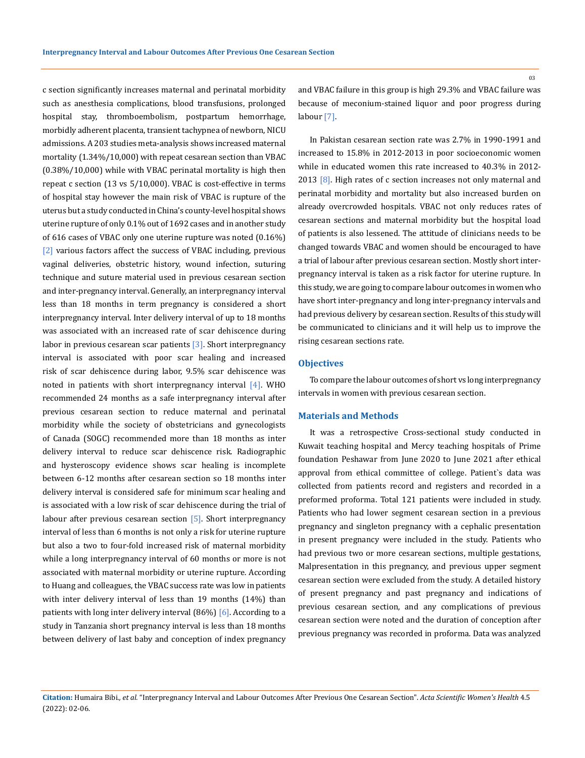c section significantly increases maternal and perinatal morbidity such as anesthesia complications, blood transfusions, prolonged hospital stay, thromboembolism, postpartum hemorrhage, morbidly adherent placenta, transient tachypnea of newborn, NICU admissions. A 203 studies meta-analysis shows increased maternal mortality (1.34%/10,000) with repeat cesarean section than VBAC (0.38%/10,000) while with VBAC perinatal mortality is high then repeat c section (13 vs 5/10,000). VBAC is cost-effective in terms of hospital stay however the main risk of VBAC is rupture of the uterus but a study conducted in China's county-level hospital shows uterine rupture of only 0.1% out of 1692 cases and in another study of 616 cases of VBAC only one uterine rupture was noted (0.16%) [2] various factors affect the success of VBAC including, previous vaginal deliveries, obstetric history, wound infection, suturing technique and suture material used in previous cesarean section and inter-pregnancy interval. Generally, an interpregnancy interval less than 18 months in term pregnancy is considered a short interpregnancy interval. Inter delivery interval of up to 18 months was associated with an increased rate of scar dehiscence during labor in previous cesarean scar patients [3]. Short interpregnancy interval is associated with poor scar healing and increased risk of scar dehiscence during labor, 9.5% scar dehiscence was noted in patients with short interpregnancy interval [4]. WHO recommended 24 months as a safe interpregnancy interval after previous cesarean section to reduce maternal and perinatal morbidity while the society of obstetricians and gynecologists of Canada (SOGC) recommended more than 18 months as inter delivery interval to reduce scar dehiscence risk. Radiographic and hysteroscopy evidence shows scar healing is incomplete between 6-12 months after cesarean section so 18 months inter delivery interval is considered safe for minimum scar healing and is associated with a low risk of scar dehiscence during the trial of labour after previous cesarean section [5]. Short interpregnancy interval of less than 6 months is not only a risk for uterine rupture but also a two to four-fold increased risk of maternal morbidity while a long interpregnancy interval of 60 months or more is not associated with maternal morbidity or uterine rupture. According to Huang and colleagues, the VBAC success rate was low in patients with inter delivery interval of less than 19 months (14%) than patients with long inter delivery interval (86%) [6]. According to a study in Tanzania short pregnancy interval is less than 18 months between delivery of last baby and conception of index pregnancy and VBAC failure in this group is high 29.3% and VBAC failure was because of meconium-stained liquor and poor progress during labour [7].

In Pakistan cesarean section rate was 2.7% in 1990-1991 and increased to 15.8% in 2012-2013 in poor socioeconomic women while in educated women this rate increased to 40.3% in 2012-2013 [8]. High rates of c section increases not only maternal and perinatal morbidity and mortality but also increased burden on already overcrowded hospitals. VBAC not only reduces rates of cesarean sections and maternal morbidity but the hospital load of patients is also lessened. The attitude of clinicians needs to be changed towards VBAC and women should be encouraged to have a trial of labour after previous cesarean section. Mostly short inter-pregnancy interval is taken as a risk factor for uterine rupture. In this study, we are going to compare labour outcomes in women who have short inter-pregnancy and long inter-pregnancy intervals and had previous delivery by cesarean section. Results of this study will be communicated to clinicians and it will help us to improve the rising cesarean sections rate.

## Objectives

To compare the labour outcomes of short vs long interpregnancy intervals in women with previous cesarean section.

## Materials and Methods

It was a retrospective Cross-sectional study conducted in Kuwait teaching hospital and Mercy teaching hospitals of Prime foundation Peshawar from June 2020 to June 2021 after ethical approval from ethical committee of college. Patient`s data was collected from patients record and registers and recorded in a preformed proforma. Total 121 patients were included in study. Patients who had lower segment cesarean section in a previous pregnancy and singleton pregnancy with a cephalic presentation in present pregnancy were included in the study. Patients who had previous two or more cesarean sections, multiple gestations, Malpresentation in this pregnancy, and previous upper segment cesarean section were excluded from the study. A detailed history of present pregnancy and past pregnancy and indications of previous cesarean section, and any complications of previous cesarean section were noted and the duration of conception after previous pregnancy was recorded in proforma. Data was analyzed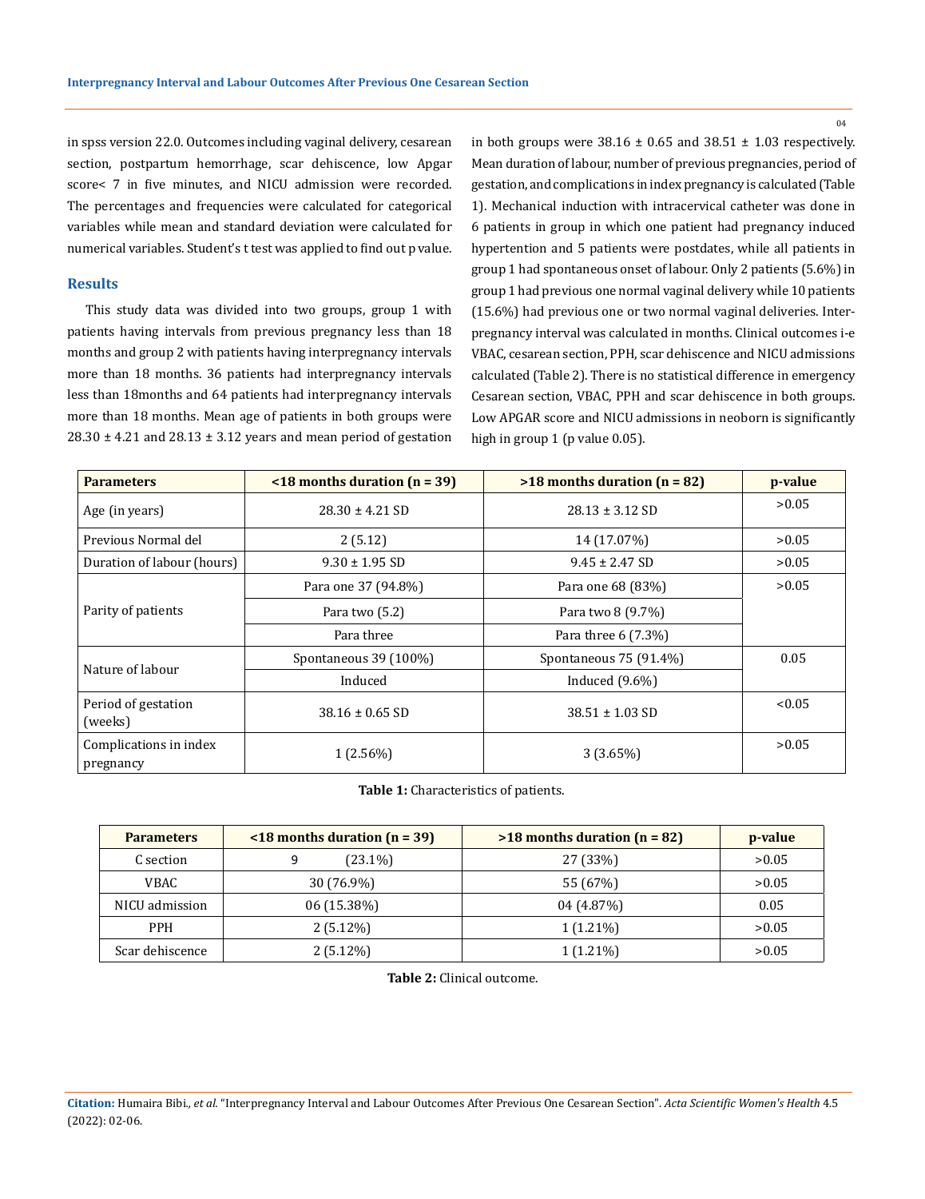in spss version 22.0. Outcomes including vaginal delivery, cesarean section, postpartum hemorrhage, scar dehiscence, low Apgar score< 7 in five minutes, and NICU admission were recorded. The percentages and frequencies were calculated for categorical variables while mean and standard deviation were calculated for numerical variables. Student's t test was applied to find out p value.

## Results

This study data was divided into two groups, group 1 with patients having intervals from previous pregnancy less than 18 months and group 2 with patients having interpregnancy intervals more than 18 months. 36 patients had interpregnancy intervals less than 18months and 64 patients had interpregnancy intervals more than 18 months. Mean age of patients in both groups were 28.30 ± 4.21 and 28.13 ± 3.12 years and mean period of gestation in both groups were 38.16 ± 0.65 and 38.51 ± 1.03 respectively. Mean duration of labour, number of previous pregnancies, period of gestation, and complications in index pregnancy is calculated (Table 1). Mechanical induction with intracervical catheter was done in 6 patients in group in which one patient had pregnancy induced hypertention and 5 patients were postdates, while all patients in group 1 had spontaneous onset of labour. Only 2 patients (5.6%) in group 1 had previous one normal vaginal delivery while 10 patients (15.6%) had previous one or two normal vaginal deliveries. Interpregnancy interval was calculated in months. Clinical outcomes i-e VBAC, cesarean section, PPH, scar dehiscence and NICU admissions calculated (Table 2). There is no statistical difference in emergency Cesarean section, VBAC, PPH and scar dehiscence in both groups. Low APGAR score and NICU admissions in neoborn is significantly high in group 1 (p value 0.05).

| Parameters | <18 months duration (n = 39) | >18 months duration (n = 82) | p-value |
|---|---|---|---|
| Age (in years) | 28.30 ± 4.21 SD | 28.13 ± 3.12 SD | >0.05 |
| Previous Normal del | 2 (5.12) | 14 (17.07%) | >0.05 |
| Duration of labour (hours) | 9.30 ± 1.95 SD | 9.45 ± 2.47 SD | >0.05 |
| Parity of patients | Para one 37 (94.8%) | Para one 68 (83%) | >0.05 |
| | Para two (5.2) | Para two 8 (9.7%) | |
| | Para three | Para three 6 (7.3%) | |
| Nature of labour | Spontaneous 39 (100%) | Spontaneous 75 (91.4%) | 0.05 |
| | Induced | Induced (9.6%) | |
| Period of gestation (weeks) | 38.16 ± 0.65 SD | 38.51 ± 1.03 SD | <0.05 |
| Complications in index pregnancy | 1 (2.56%) | 3 (3.65%) | >0.05 |

**Table 1:** Characteristics of patients.

| Parameters | <18 months duration (n = 39) | >18 months duration (n = 82) | p-value |
|---|---|---|---|
| C section | 9 (23.1%) | 27 (33%) | >0.05 |
| VBAC | 30 (76.9%) | 55 (67%) | >0.05 |
| NICU admission | 06 (15.38%) | 04 (4.87%) | 0.05 |
| PPH | 2 (5.12%) | 1 (1.21%) | >0.05 |
| Scar dehiscence | 2 (5.12%) | 1 (1.21%) | >0.05 |

**Table 2:** Clinical outcome.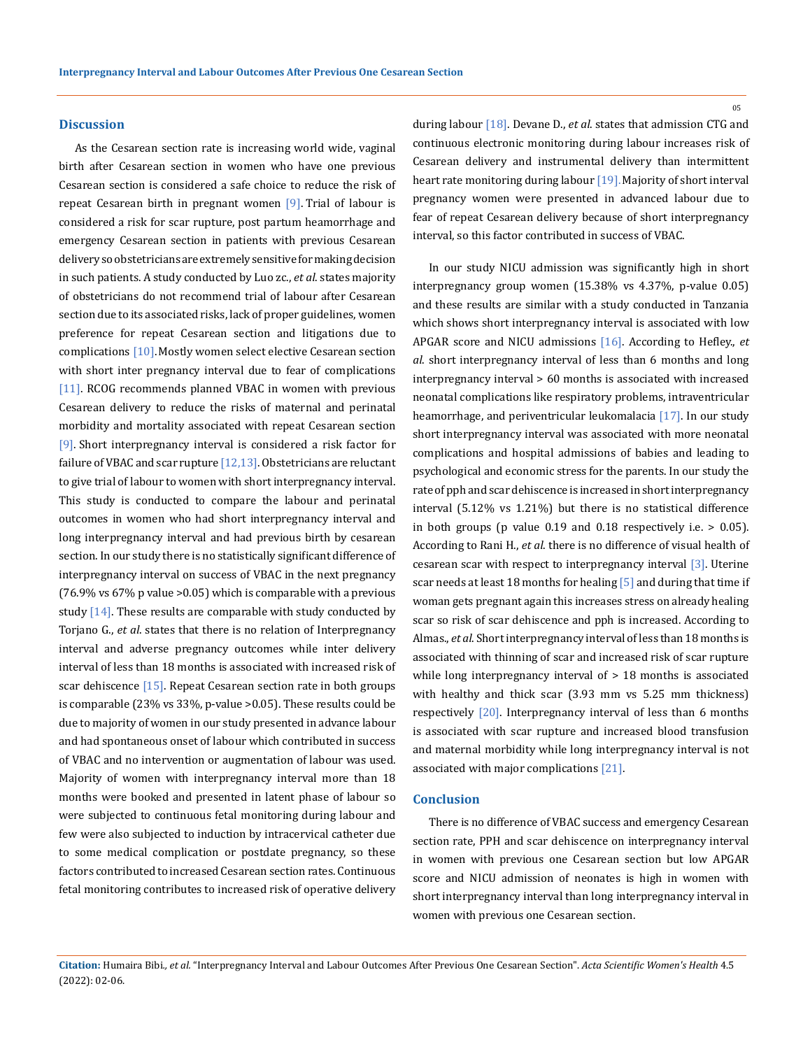## Discussion

As the Cesarean section rate is increasing world wide, vaginal birth after Cesarean section in women who have one previous Cesarean section is considered a safe choice to reduce the risk of repeat Cesarean birth in pregnant women [9]. Trial of labour is considered a risk for scar rupture, post partum heamorrhage and emergency Cesarean section in patients with previous Cesarean delivery so obstetricians are extremely sensitive for making decision in such patients. A study conducted by Luo zc., *et al*. states majority of obstetricians do not recommend trial of labour after Cesarean section due to its associated risks, lack of proper guidelines, women preference for repeat Cesarean section and litigations due to complications [10]. Mostly women select elective Cesarean section with short inter pregnancy interval due to fear of complications [11]. RCOG recommends planned VBAC in women with previous Cesarean delivery to reduce the risks of maternal and perinatal morbidity and mortality associated with repeat Cesarean section [9]. Short interpregnancy interval is considered a risk factor for failure of VBAC and scar rupture [12,13]. Obstetricians are reluctant to give trial of labour to women with short interpregnancy interval. This study is conducted to compare the labour and perinatal outcomes in women who had short interpregnancy interval and long interpregnancy interval and had previous birth by cesarean section. In our study there is no statistically significant difference of interpregnancy interval on success of VBAC in the next pregnancy (76.9% vs 67% p value >0.05) which is comparable with a previous study [14]. These results are comparable with study conducted by Torjano G., *et al*. states that there is no relation of Interpregnancy interval and adverse pregnancy outcomes while inter delivery interval of less than 18 months is associated with increased risk of scar dehiscence [15]. Repeat Cesarean section rate in both groups is comparable (23% vs 33%, p-value >0.05). These results could be due to majority of women in our study presented in advance labour and had spontaneous onset of labour which contributed in success of VBAC and no intervention or augmentation of labour was used. Majority of women with interpregnancy interval more than 18 months were booked and presented in latent phase of labour so were subjected to continuous fetal monitoring during labour and few were also subjected to induction by intracervical catheter due to some medical complication or postdate pregnancy, so these factors contributed to increased Cesarean section rates. Continuous fetal monitoring contributes to increased risk of operative delivery during labour [18]. Devane D., *et al*. states that admission CTG and continuous electronic monitoring during labour increases risk of Cesarean delivery and instrumental delivery than intermittent heart rate monitoring during labour [19]. Majority of short interval pregnancy women were presented in advanced labour due to fear of repeat Cesarean delivery because of short interpregnancy interval, so this factor contributed in success of VBAC.

In our study NICU admission was significantly high in short interpregnancy group women (15.38% vs 4.37%, p-value 0.05) and these results are similar with a study conducted in Tanzania which shows short interpregnancy interval is associated with low APGAR score and NICU admissions [16]. According to Hefley., *et al*. short interpregnancy interval of less than 6 months and long interpregnancy interval > 60 months is associated with increased neonatal complications like respiratory problems, intraventricular heamorrhage, and periventricular leukomalacia [17]. In our study short interpregnancy interval was associated with more neonatal complications and hospital admissions of babies and leading to psychological and economic stress for the parents. In our study the rate of pph and scar dehiscence is increased in short interpregnancy interval (5.12% vs 1.21%) but there is no statistical difference in both groups (p value 0.19 and 0.18 respectively i.e. > 0.05). According to Rani H., *et al*. there is no difference of visual health of cesarean scar with respect to interpregnancy interval [3]. Uterine scar needs at least 18 months for healing [5] and during that time if woman gets pregnant again this increases stress on already healing scar so risk of scar dehiscence and pph is increased. According to Almas., *et al*. Short interpregnancy interval of less than 18 months is associated with thinning of scar and increased risk of scar rupture while long interpregnancy interval of > 18 months is associated with healthy and thick scar (3.93 mm vs 5.25 mm thickness) respectively [20]. Interpregnancy interval of less than 6 months is associated with scar rupture and increased blood transfusion and maternal morbidity while long interpregnancy interval is not associated with major complications [21].

## Conclusion

There is no difference of VBAC success and emergency Cesarean section rate, PPH and scar dehiscence on interpregnancy interval in women with previous one Cesarean section but low APGAR score and NICU admission of neonates is high in women with short interpregnancy interval than long interpregnancy interval in women with previous one Cesarean section.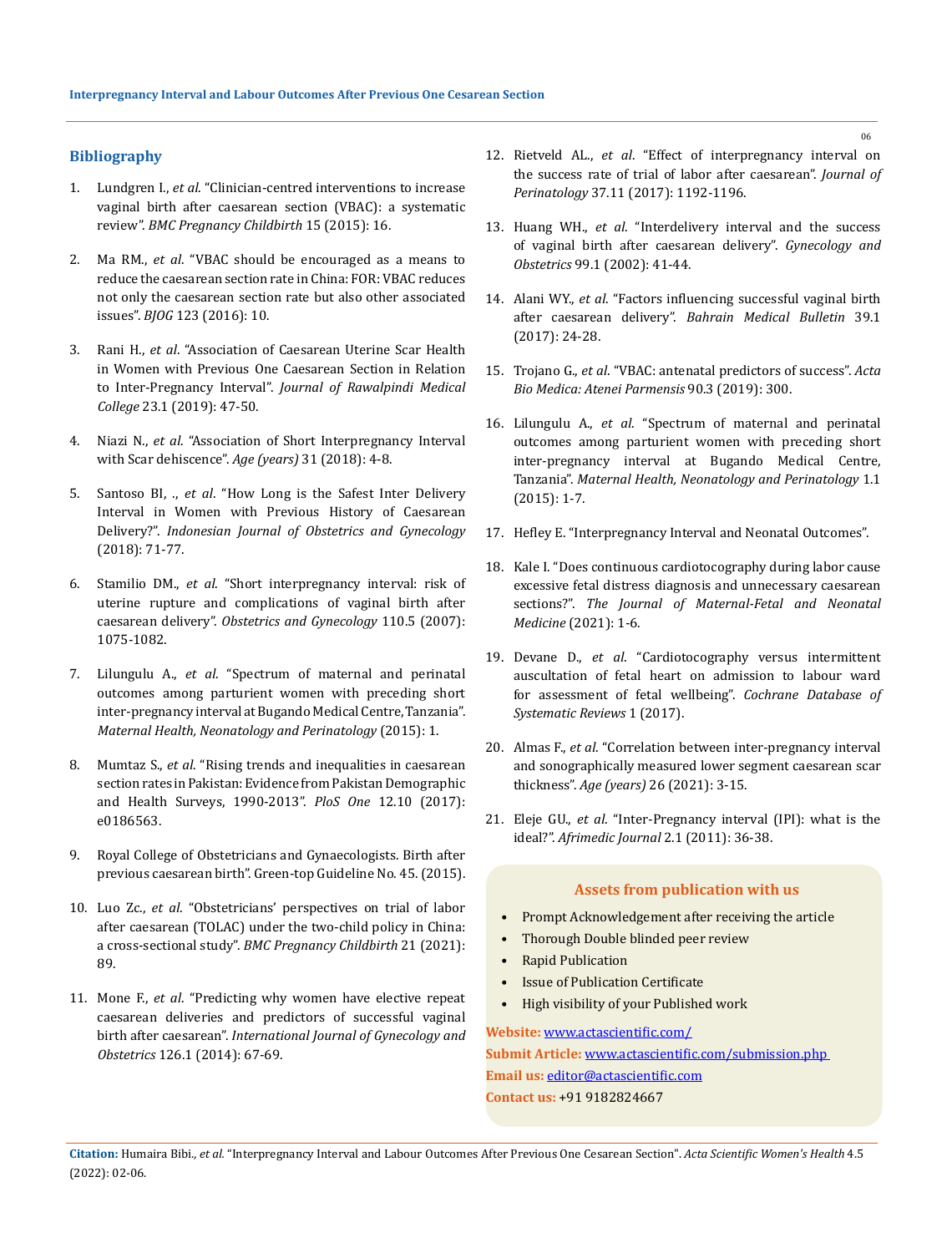## Bibliography

1. Lundgren I., *et al*. "Clinician-centred interventions to increase vaginal birth after caesarean section (VBAC): a systematic review". *BMC Pregnancy Childbirth* 15 (2015): 16.

2. Ma RM., *et al*. "VBAC should be encouraged as a means to reduce the caesarean section rate in China: FOR: VBAC reduces not only the caesarean section rate but also other associated issues". *BJOG* 123 (2016): 10.

3. Rani H., *et al*. "Association of Caesarean Uterine Scar Health in Women with Previous One Caesarean Section in Relation to Inter-Pregnancy Interval". *Journal of Rawalpindi Medical College* 23.1 (2019): 47-50.

4. Niazi N., *et al*. "Association of Short Interpregnancy Interval with Scar dehiscence". *Age (years)* 31 (2018): 4-8.

5. Santoso BI, ., *et al*. "How Long is the Safest Inter Delivery Interval in Women with Previous History of Caesarean Delivery?". *Indonesian Journal of Obstetrics and Gynecology* (2018): 71-77.

6. Stamilio DM., *et al*. "Short interpregnancy interval: risk of uterine rupture and complications of vaginal birth after caesarean delivery". *Obstetrics and Gynecology* 110.5 (2007): 1075-1082.

7. Lilungulu A., *et al*. "Spectrum of maternal and perinatal outcomes among parturient women with preceding short inter-pregnancy interval at Bugando Medical Centre, Tanzania". *Maternal Health, Neonatology and Perinatology* (2015): 1.

8. Mumtaz S., *et al*. "Rising trends and inequalities in caesarean section rates in Pakistan: Evidence from Pakistan Demographic and Health Surveys, 1990-2013". *PloS One* 12.10 (2017): e0186563.

9. Royal College of Obstetricians and Gynaecologists. Birth after previous caesarean birth". Green-top Guideline No. 45. (2015).

10. Luo Zc., *et al*. "Obstetricians' perspectives on trial of labor after caesarean (TOLAC) under the two-child policy in China: a cross-sectional study". *BMC Pregnancy Childbirth* 21 (2021): 89.

11. Mone F., *et al*. "Predicting why women have elective repeat caesarean deliveries and predictors of successful vaginal birth after caesarean". *International Journal of Gynecology and Obstetrics* 126.1 (2014): 67-69.

12. Rietveld AL., *et al*. "Effect of interpregnancy interval on the success rate of trial of labor after caesarean". *Journal of Perinatology* 37.11 (2017): 1192-1196.

13. Huang WH., *et al*. "Interdelivery interval and the success of vaginal birth after caesarean delivery". *Gynecology and Obstetrics* 99.1 (2002): 41-44.

14. Alani WY., *et al*. "Factors influencing successful vaginal birth after caesarean delivery". *Bahrain Medical Bulletin* 39.1 (2017): 24-28.

15. Trojano G., *et al*. "VBAC: antenatal predictors of success". *Acta Bio Medica: Atenei Parmensis* 90.3 (2019): 300.

16. Lilungulu A., *et al*. "Spectrum of maternal and perinatal outcomes among parturient women with preceding short inter-pregnancy interval at Bugando Medical Centre, Tanzania". *Maternal Health, Neonatology and Perinatology* 1.1 (2015): 1-7.

17. Hefley E. "Interpregnancy Interval and Neonatal Outcomes".

18. Kale I. "Does continuous cardiotocography during labor cause excessive fetal distress diagnosis and unnecessary caesarean sections?". *The Journal of Maternal-Fetal and Neonatal Medicine* (2021): 1-6.

19. Devane D., *et al*. "Cardiotocography versus intermittent auscultation of fetal heart on admission to labour ward for assessment of fetal wellbeing". *Cochrane Database of Systematic Reviews* 1 (2017).

20. Almas F., *et al.* "Correlation between inter-pregnancy interval and sonographically measured lower segment caesarean scar thickness". *Age (years)* 26 (2021): 3-15.

21. Eleje GU., *et al*. "Inter-Pregnancy interval (IPI): what is the ideal?". *Afrimedic Journal* 2.1 (2011): 36-38.

### Assets from publication with us

- Prompt Acknowledgement after receiving the article
- Thorough Double blinded peer review
- Rapid Publication
- Issue of Publication Certificate
- High visibility of your Published work

**Website:** www.actascientific.com/

**Submit Article:** www.actascientific.com/submission.php

**Email us:** editor@actascientific.com

**Contact us:** +91 9182824667

**Citation:** Humaira Bibi*., et al.* "Interpregnancy Interval and Labour Outcomes After Previous One Cesarean Section". *Acta Scientific Women's Health* 4.5 (2022): 02-06.